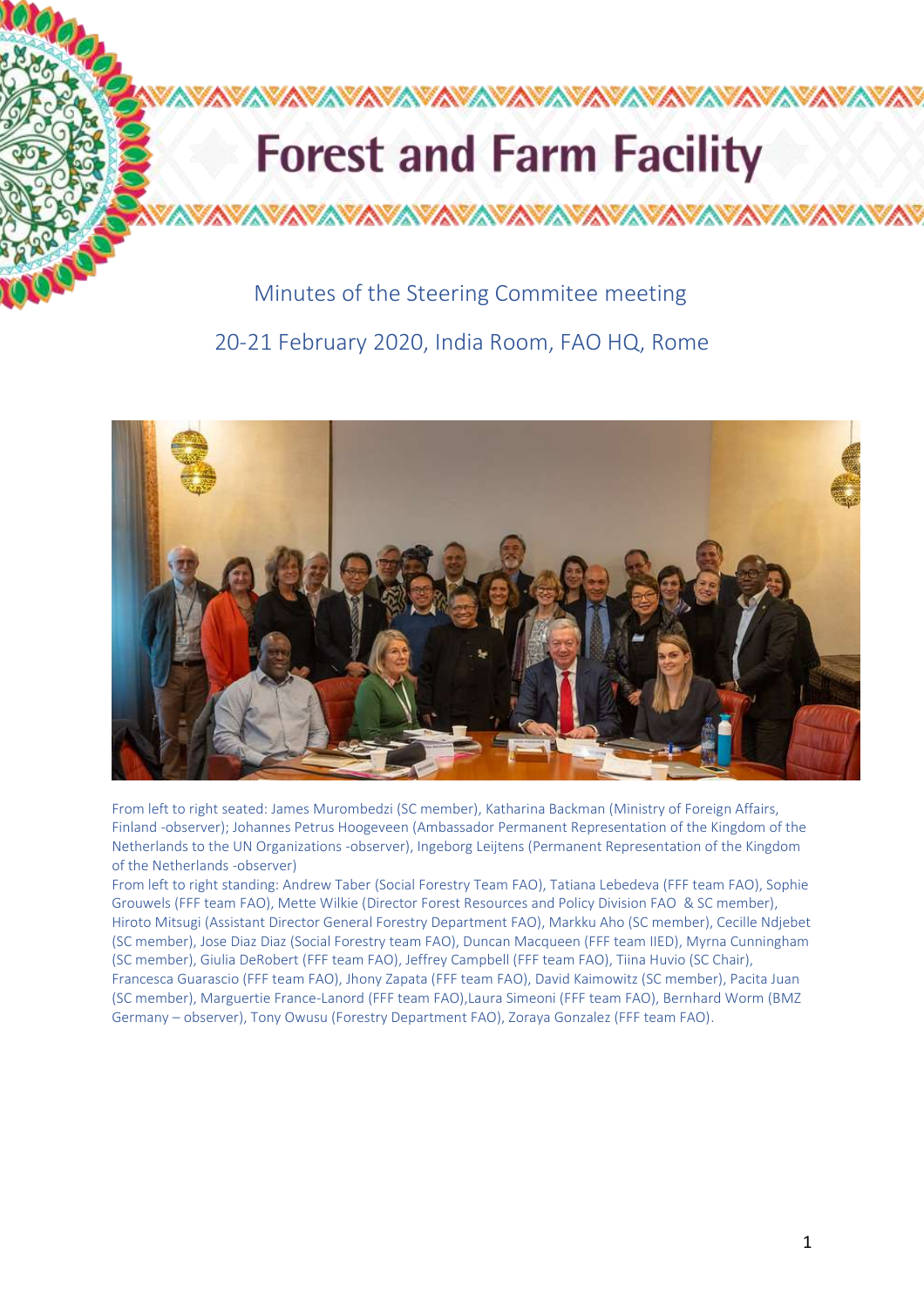# Forest and Farm Facility

## Minutes of the Steering Commitee meeting

## 20-21 February 2020, India Room, FAO HQ, Rome

From left to right seated: James Murombedzi (SC member), Katharina Backman (Ministry of Foreign Affairs, Finland -observer); Johannes Petrus Hoogeveen (Ambassador Permanent Representation of the Kingdom of the Netherlands to the UN Organizations -observer), Ingeborg Leijtens (Permanent Representation of the Kingdom of the Netherlands -observer)

From left to right standing: Andrew Taber (Social Forestry Team FAO), Tatiana Lebedeva (FFF team FAO), Sophie Grouwels (FFF team FAO), Mette Wilkie (Director Forest Resources and Policy Division FAO & SC member), Hiroto Mitsugi (Assistant Director General Forestry Department FAO), Markku Aho (SC member), Cecille Ndjebet (SC member), Jose Diaz Diaz (Social Forestry team FAO), Duncan Macqueen (FFF team IIED), Myrna Cunningham (SC member), Giulia DeRobert (FFF team FAO), Jeffrey Campbell (FFF team FAO), Tiina Huvio (SC Chair), Francesca Guarascio (FFF team FAO), Jhony Zapata (FFF team FAO), David Kaimowitz (SC member), Pacita Juan (SC member), Marguertie France-Lanord (FFF team FAO),Laura Simeoni (FFF team FAO), Bernhard Worm (BMZ Germany – observer), Tony Owusu (Forestry Department FAO), Zoraya Gonzalez (FFF team FAO).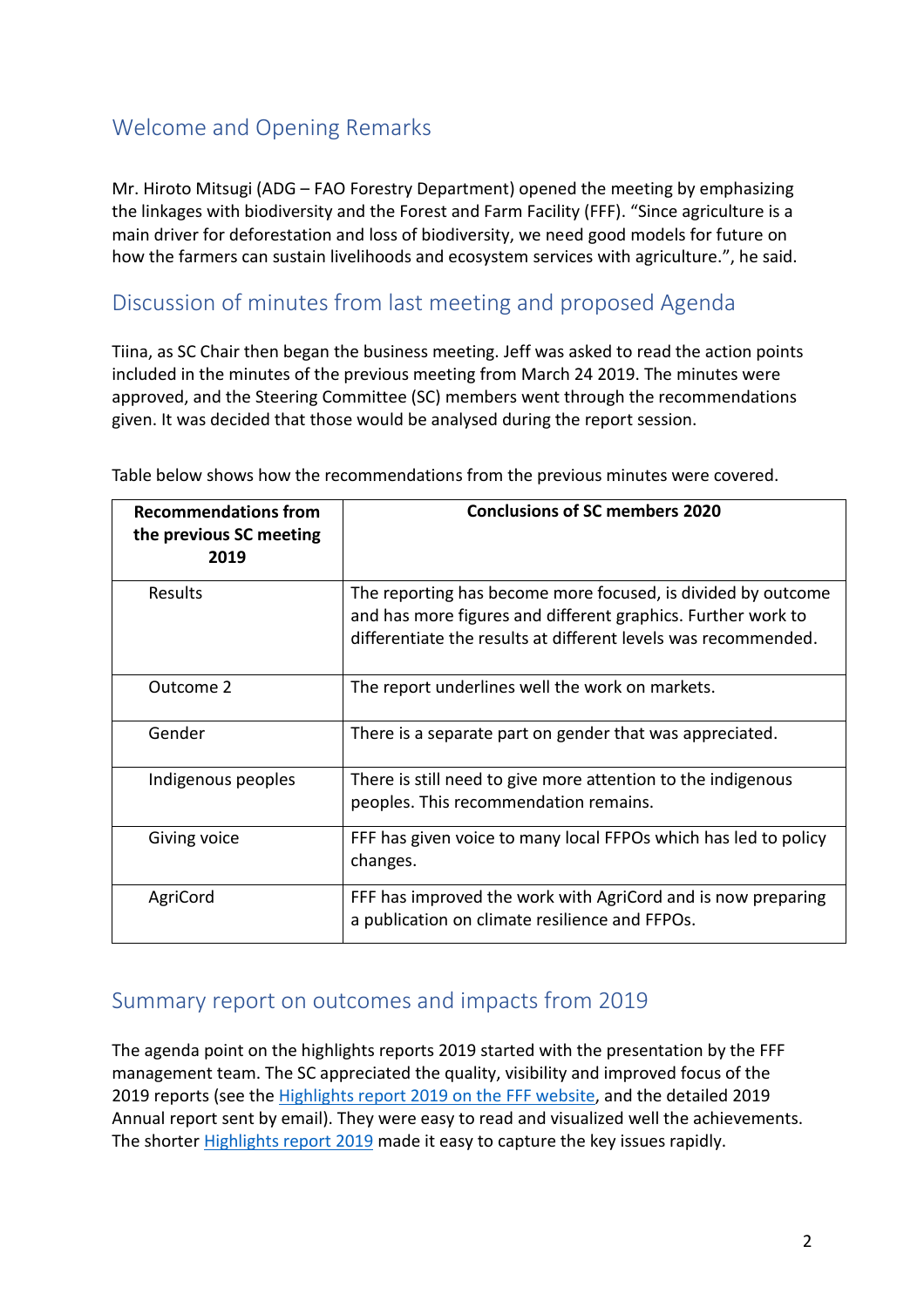## Welcome and Opening Remarks

Mr. Hiroto Mitsugi (ADG – FAO Forestry Department) opened the meeting by emphasizing the linkages with biodiversity and the Forest and Farm Facility (FFF). "Since agriculture is a main driver for deforestation and loss of biodiversity, we need good models for future on how the farmers can sustain livelihoods and ecosystem services with agriculture.", he said.

## Discussion of minutes from last meeting and proposed Agenda

Tiina, as SC Chair then began the business meeting. Jeff was asked to read the action points included in the minutes of the previous meeting from March 24 2019. The minutes were approved, and the Steering Committee (SC) members went through the recommendations given. It was decided that those would be analysed during the report session.

Table below shows how the recommendations from the previous minutes were covered.

| **Recommendations from the previous SC meeting 2019** | **Conclusions of SC members 2020** |
| --- | --- |
| Results | The reporting has become more focused, is divided by outcome and has more figures and different graphics. Further work to differentiate the results at different levels was recommended. |
| Outcome 2 | The report underlines well the work on markets. |
| Gender | There is a separate part on gender that was appreciated. |
| Indigenous peoples | There is still need to give more attention to the indigenous peoples. This recommendation remains. |
| Giving voice | FFF has given voice to many local FFPOs which has led to policy changes. |
| AgriCord | FFF has improved the work with AgriCord and is now preparing a publication on climate resilience and FFPOs. |

## Summary report on outcomes and impacts from 2019

The agenda point on the highlights reports 2019 started with the presentation by the FFF management team. The SC appreciated the quality, visibility and improved focus of the 2019 reports (see the Highlights report 2019 on the FFF website, and the detailed 2019 Annual report sent by email). They were easy to read and visualized well the achievements. The shorter Highlights report 2019 made it easy to capture the key issues rapidly.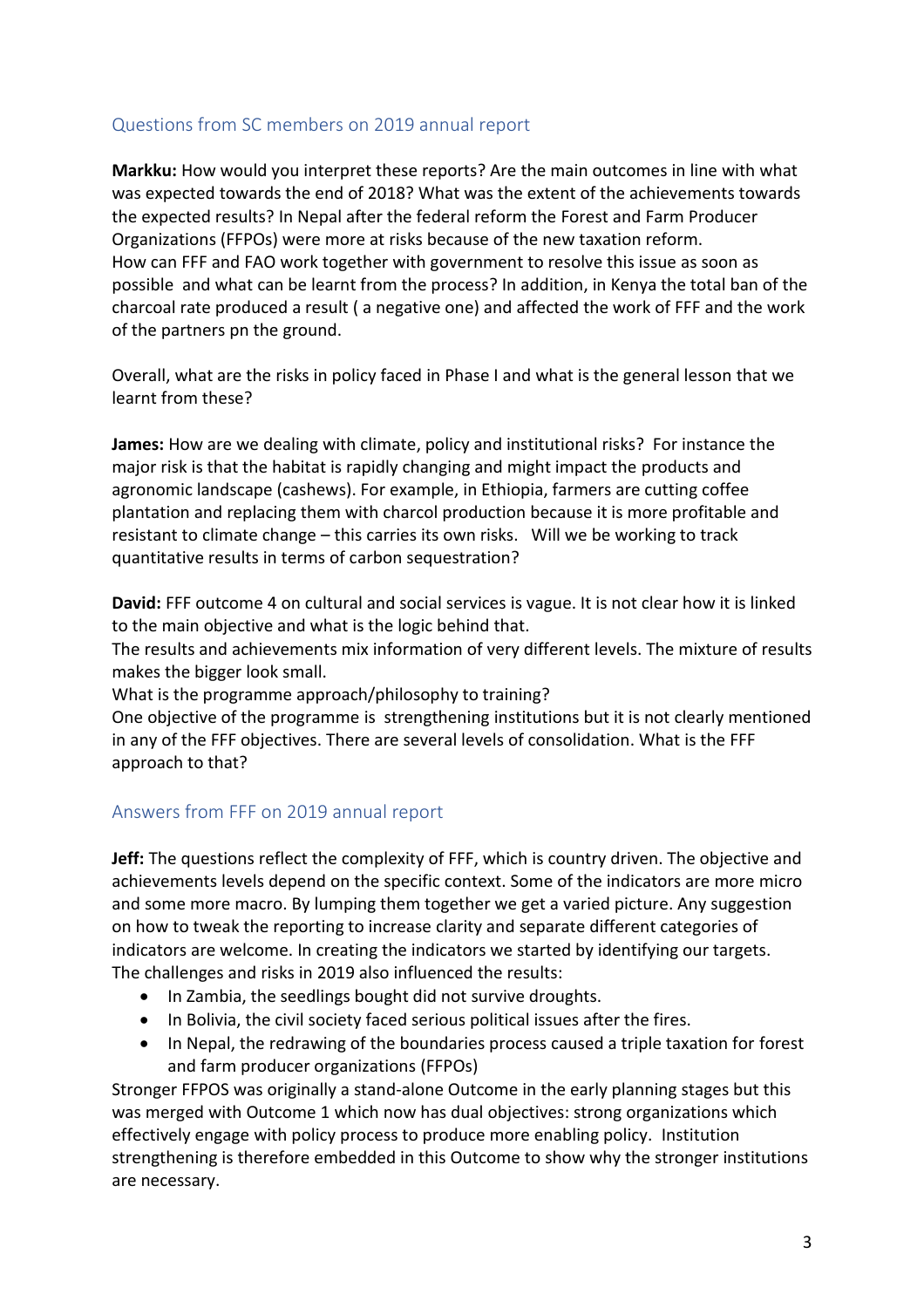## Questions from SC members on 2019 annual report

**Markku:** How would you interpret these reports? Are the main outcomes in line with what was expected towards the end of 2018? What was the extent of the achievements towards the expected results? In Nepal after the federal reform the Forest and Farm Producer Organizations (FFPOs) were more at risks because of the new taxation reform. How can FFF and FAO work together with government to resolve this issue as soon as possible and what can be learnt from the process? In addition, in Kenya the total ban of the charcoal rate produced a result ( a negative one) and affected the work of FFF and the work of the partners pn the ground.

Overall, what are the risks in policy faced in Phase I and what is the general lesson that we learnt from these?

**James:** How are we dealing with climate, policy and institutional risks? For instance the major risk is that the habitat is rapidly changing and might impact the products and agronomic landscape (cashews). For example, in Ethiopia, farmers are cutting coffee plantation and replacing them with charcol production because it is more profitable and resistant to climate change – this carries its own risks. Will we be working to track quantitative results in terms of carbon sequestration?

**David:** FFF outcome 4 on cultural and social services is vague. It is not clear how it is linked to the main objective and what is the logic behind that.

The results and achievements mix information of very different levels. The mixture of results makes the bigger look small.

What is the programme approach/philosophy to training?

One objective of the programme is strengthening institutions but it is not clearly mentioned in any of the FFF objectives. There are several levels of consolidation. What is the FFF approach to that?

## Answers from FFF on 2019 annual report

**Jeff:** The questions reflect the complexity of FFF, which is country driven. The objective and achievements levels depend on the specific context. Some of the indicators are more micro and some more macro. By lumping them together we get a varied picture. Any suggestion on how to tweak the reporting to increase clarity and separate different categories of indicators are welcome. In creating the indicators we started by identifying our targets. The challenges and risks in 2019 also influenced the results:

- In Zambia, the seedlings bought did not survive droughts.
- In Bolivia, the civil society faced serious political issues after the fires.
- In Nepal, the redrawing of the boundaries process caused a triple taxation for forest and farm producer organizations (FFPOs)

Stronger FFPOS was originally a stand-alone Outcome in the early planning stages but this was merged with Outcome 1 which now has dual objectives: strong organizations which effectively engage with policy process to produce more enabling policy. Institution strengthening is therefore embedded in this Outcome to show why the stronger institutions are necessary.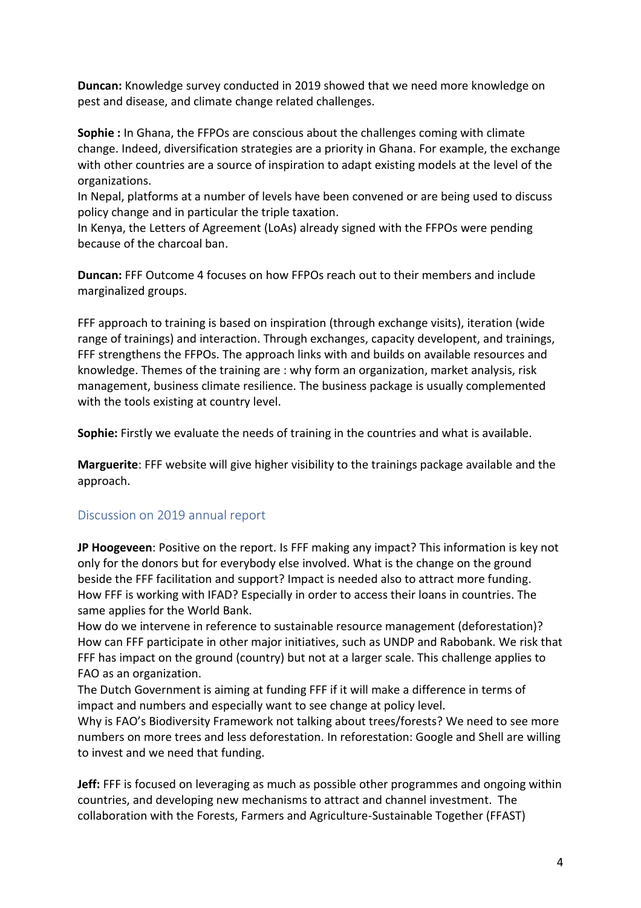**Duncan:** Knowledge survey conducted in 2019 showed that we need more knowledge on pest and disease, and climate change related challenges.

**Sophie :** In Ghana, the FFPOs are conscious about the challenges coming with climate change. Indeed, diversification strategies are a priority in Ghana. For example, the exchange with other countries are a source of inspiration to adapt existing models at the level of the organizations.

In Nepal, platforms at a number of levels have been convened or are being used to discuss policy change and in particular the triple taxation.

In Kenya, the Letters of Agreement (LoAs) already signed with the FFPOs were pending because of the charcoal ban.

**Duncan:** FFF Outcome 4 focuses on how FFPOs reach out to their members and include marginalized groups.

FFF approach to training is based on inspiration (through exchange visits), iteration (wide range of trainings) and interaction. Through exchanges, capacity developent, and trainings, FFF strengthens the FFPOs. The approach links with and builds on available resources and knowledge. Themes of the training are : why form an organization, market analysis, risk management, business climate resilience. The business package is usually complemented with the tools existing at country level.

**Sophie:** Firstly we evaluate the needs of training in the countries and what is available.

**Marguerite**: FFF website will give higher visibility to the trainings package available and the approach.

## Discussion on 2019 annual report

**JP Hoogeveen**: Positive on the report. Is FFF making any impact? This information is key not only for the donors but for everybody else involved. What is the change on the ground beside the FFF facilitation and support? Impact is needed also to attract more funding. How FFF is working with IFAD? Especially in order to access their loans in countries. The same applies for the World Bank.

How do we intervene in reference to sustainable resource management (deforestation)? How can FFF participate in other major initiatives, such as UNDP and Rabobank. We risk that FFF has impact on the ground (country) but not at a larger scale. This challenge applies to FAO as an organization.

The Dutch Government is aiming at funding FFF if it will make a difference in terms of impact and numbers and especially want to see change at policy level.

Why is FAO's Biodiversity Framework not talking about trees/forests? We need to see more numbers on more trees and less deforestation. In reforestation: Google and Shell are willing to invest and we need that funding.

**Jeff:** FFF is focused on leveraging as much as possible other programmes and ongoing within countries, and developing new mechanisms to attract and channel investment. The collaboration with the Forests, Farmers and Agriculture-Sustainable Together (FFAST)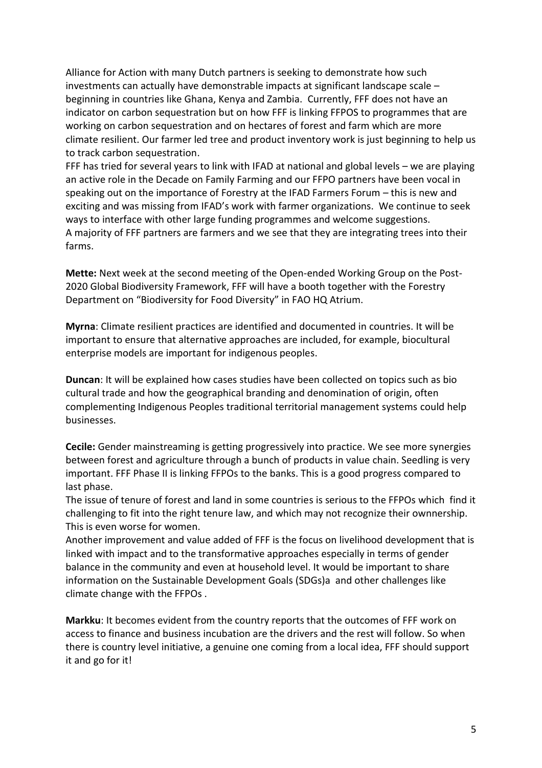Alliance for Action with many Dutch partners is seeking to demonstrate how such investments can actually have demonstrable impacts at significant landscape scale – beginning in countries like Ghana, Kenya and Zambia. Currently, FFF does not have an indicator on carbon sequestration but on how FFF is linking FFPOS to programmes that are working on carbon sequestration and on hectares of forest and farm which are more climate resilient. Our farmer led tree and product inventory work is just beginning to help us to track carbon sequestration.

FFF has tried for several years to link with IFAD at national and global levels – we are playing an active role in the Decade on Family Farming and our FFPO partners have been vocal in speaking out on the importance of Forestry at the IFAD Farmers Forum – this is new and exciting and was missing from IFAD's work with farmer organizations. We continue to seek ways to interface with other large funding programmes and welcome suggestions.

A majority of FFF partners are farmers and we see that they are integrating trees into their farms.

**Mette:** Next week at the second meeting of the Open-ended Working Group on the Post-2020 Global Biodiversity Framework, FFF will have a booth together with the Forestry Department on "Biodiversity for Food Diversity" in FAO HQ Atrium.

**Myrna**: Climate resilient practices are identified and documented in countries. It will be important to ensure that alternative approaches are included, for example, biocultural enterprise models are important for indigenous peoples.

**Duncan**: It will be explained how cases studies have been collected on topics such as bio cultural trade and how the geographical branding and denomination of origin, often complementing Indigenous Peoples traditional territorial management systems could help businesses.

**Cecile:** Gender mainstreaming is getting progressively into practice. We see more synergies between forest and agriculture through a bunch of products in value chain. Seedling is very important. FFF Phase II is linking FFPOs to the banks. This is a good progress compared to last phase.

The issue of tenure of forest and land in some countries is serious to the FFPOs which find it challenging to fit into the right tenure law, and which may not recognize their ownnership. This is even worse for women.

Another improvement and value added of FFF is the focus on livelihood development that is linked with impact and to the transformative approaches especially in terms of gender balance in the community and even at household level. It would be important to share information on the Sustainable Development Goals (SDGs)a and other challenges like climate change with the FFPOs .

**Markku**: It becomes evident from the country reports that the outcomes of FFF work on access to finance and business incubation are the drivers and the rest will follow. So when there is country level initiative, a genuine one coming from a local idea, FFF should support it and go for it!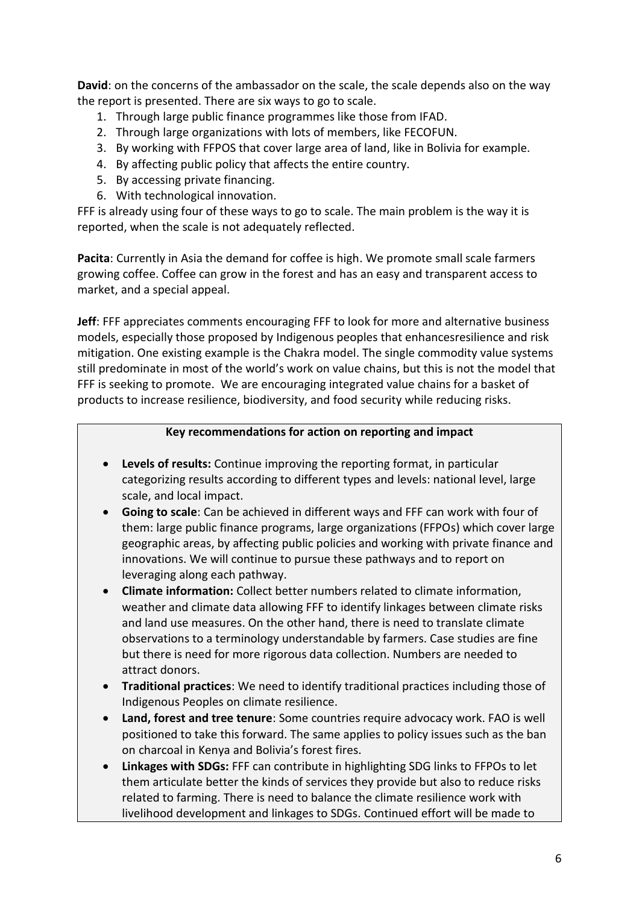**David**: on the concerns of the ambassador on the scale, the scale depends also on the way the report is presented. There are six ways to go to scale.

1. Through large public finance programmes like those from IFAD.
2. Through large organizations with lots of members, like FECOFUN.
3. By working with FFPOS that cover large area of land, like in Bolivia for example.
4. By affecting public policy that affects the entire country.
5. By accessing private financing.
6. With technological innovation.

FFF is already using four of these ways to go to scale. The main problem is the way it is reported, when the scale is not adequately reflected.

**Pacita**: Currently in Asia the demand for coffee is high. We promote small scale farmers growing coffee. Coffee can grow in the forest and has an easy and transparent access to market, and a special appeal.

**Jeff**: FFF appreciates comments encouraging FFF to look for more and alternative business models, especially those proposed by Indigenous peoples that enhancesresilience and risk mitigation. One existing example is the Chakra model. The single commodity value systems still predominate in most of the world's work on value chains, but this is not the model that FFF is seeking to promote. We are encouraging integrated value chains for a basket of products to increase resilience, biodiversity, and food security while reducing risks.

**Key recommendations for action on reporting and impact**

- **Levels of results:** Continue improving the reporting format, in particular categorizing results according to different types and levels: national level, large scale, and local impact.
- **Going to scale**: Can be achieved in different ways and FFF can work with four of them: large public finance programs, large organizations (FFPOs) which cover large geographic areas, by affecting public policies and working with private finance and innovations. We will continue to pursue these pathways and to report on leveraging along each pathway.
- **Climate information:** Collect better numbers related to climate information, weather and climate data allowing FFF to identify linkages between climate risks and land use measures. On the other hand, there is need to translate climate observations to a terminology understandable by farmers. Case studies are fine but there is need for more rigorous data collection. Numbers are needed to attract donors.
- **Traditional practices**: We need to identify traditional practices including those of Indigenous Peoples on climate resilience.
- **Land, forest and tree tenure**: Some countries require advocacy work. FAO is well positioned to take this forward. The same applies to policy issues such as the ban on charcoal in Kenya and Bolivia's forest fires.
- **Linkages with SDGs:** FFF can contribute in highlighting SDG links to FFPOs to let them articulate better the kinds of services they provide but also to reduce risks related to farming. There is need to balance the climate resilience work with livelihood development and linkages to SDGs. Continued effort will be made to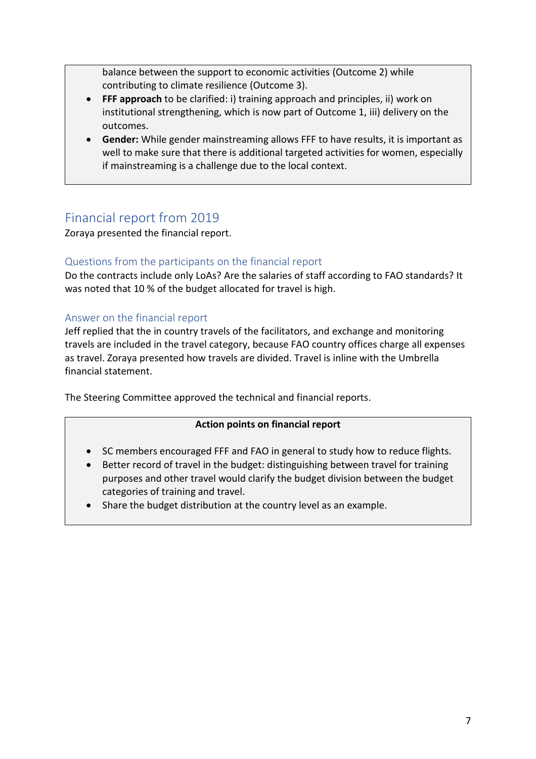balance between the support to economic activities (Outcome 2) while contributing to climate resilience (Outcome 3).

- **FFF approach** to be clarified: i) training approach and principles, ii) work on institutional strengthening, which is now part of Outcome 1, iii) delivery on the outcomes.
- **Gender:** While gender mainstreaming allows FFF to have results, it is important as well to make sure that there is additional targeted activities for women, especially if mainstreaming is a challenge due to the local context.

## Financial report from 2019

Zoraya presented the financial report.

### Questions from the participants on the financial report

Do the contracts include only LoAs? Are the salaries of staff according to FAO standards? It was noted that 10 % of the budget allocated for travel is high.

### Answer on the financial report

Jeff replied that the in country travels of the facilitators, and exchange and monitoring travels are included in the travel category, because FAO country offices charge all expenses as travel. Zoraya presented how travels are divided. Travel is inline with the Umbrella financial statement.

The Steering Committee approved the technical and financial reports.

**Action points on financial report**

- SC members encouraged FFF and FAO in general to study how to reduce flights.
- Better record of travel in the budget: distinguishing between travel for training purposes and other travel would clarify the budget division between the budget categories of training and travel.
- Share the budget distribution at the country level as an example.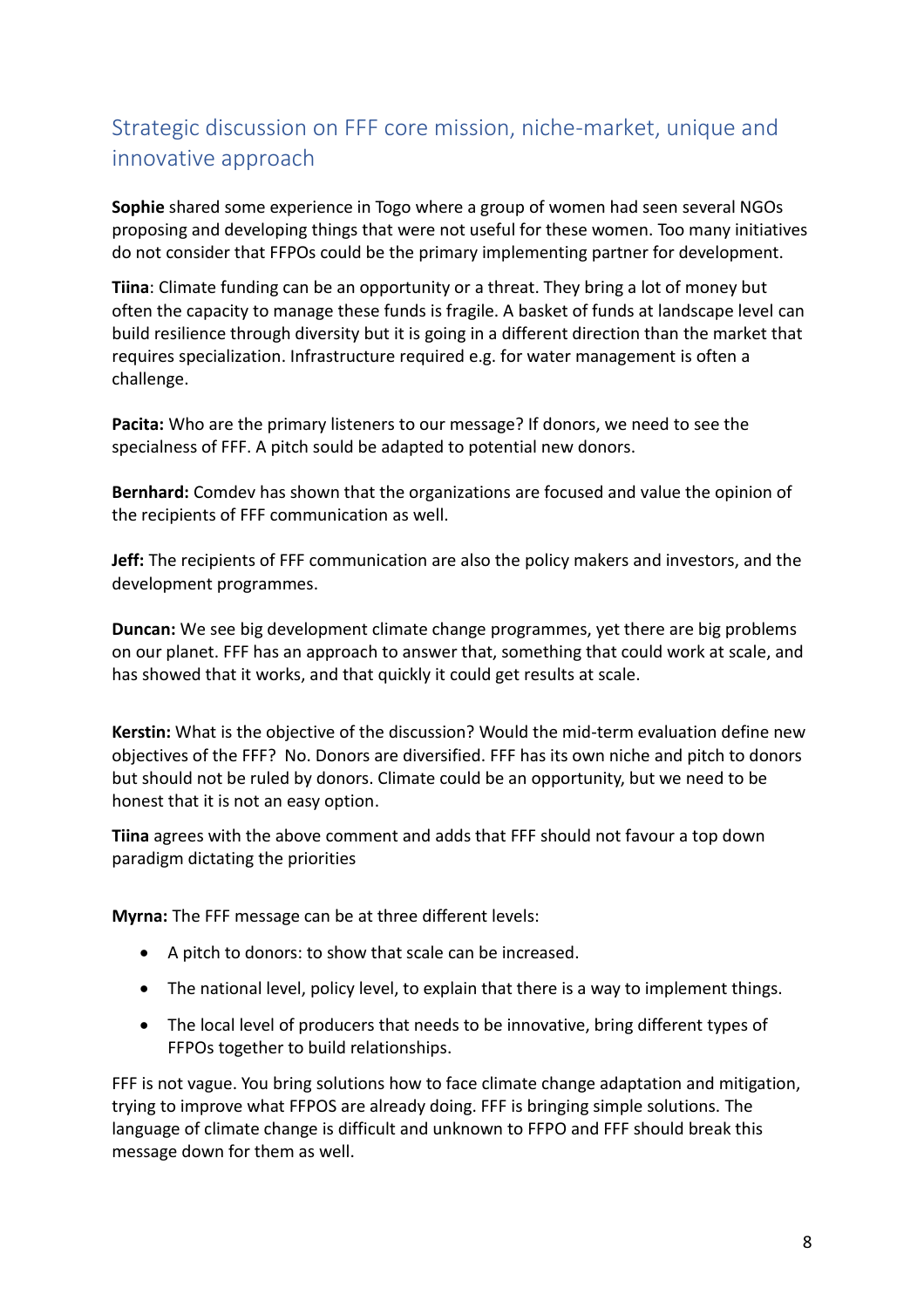## Strategic discussion on FFF core mission, niche-market, unique and innovative approach

**Sophie** shared some experience in Togo where a group of women had seen several NGOs proposing and developing things that were not useful for these women. Too many initiatives do not consider that FFPOs could be the primary implementing partner for development.

**Tiina**: Climate funding can be an opportunity or a threat. They bring a lot of money but often the capacity to manage these funds is fragile. A basket of funds at landscape level can build resilience through diversity but it is going in a different direction than the market that requires specialization. Infrastructure required e.g. for water management is often a challenge.

**Pacita:** Who are the primary listeners to our message? If donors, we need to see the specialness of FFF. A pitch sould be adapted to potential new donors.

**Bernhard:** Comdev has shown that the organizations are focused and value the opinion of the recipients of FFF communication as well.

**Jeff:** The recipients of FFF communication are also the policy makers and investors, and the development programmes.

**Duncan:** We see big development climate change programmes, yet there are big problems on our planet. FFF has an approach to answer that, something that could work at scale, and has showed that it works, and that quickly it could get results at scale.

**Kerstin:** What is the objective of the discussion? Would the mid-term evaluation define new objectives of the FFF? No. Donors are diversified. FFF has its own niche and pitch to donors but should not be ruled by donors. Climate could be an opportunity, but we need to be honest that it is not an easy option.

**Tiina** agrees with the above comment and adds that FFF should not favour a top down paradigm dictating the priorities

**Myrna:** The FFF message can be at three different levels:

- A pitch to donors: to show that scale can be increased.
- The national level, policy level, to explain that there is a way to implement things.
- The local level of producers that needs to be innovative, bring different types of FFPOs together to build relationships.

FFF is not vague. You bring solutions how to face climate change adaptation and mitigation, trying to improve what FFPOS are already doing. FFF is bringing simple solutions. The language of climate change is difficult and unknown to FFPO and FFF should break this message down for them as well.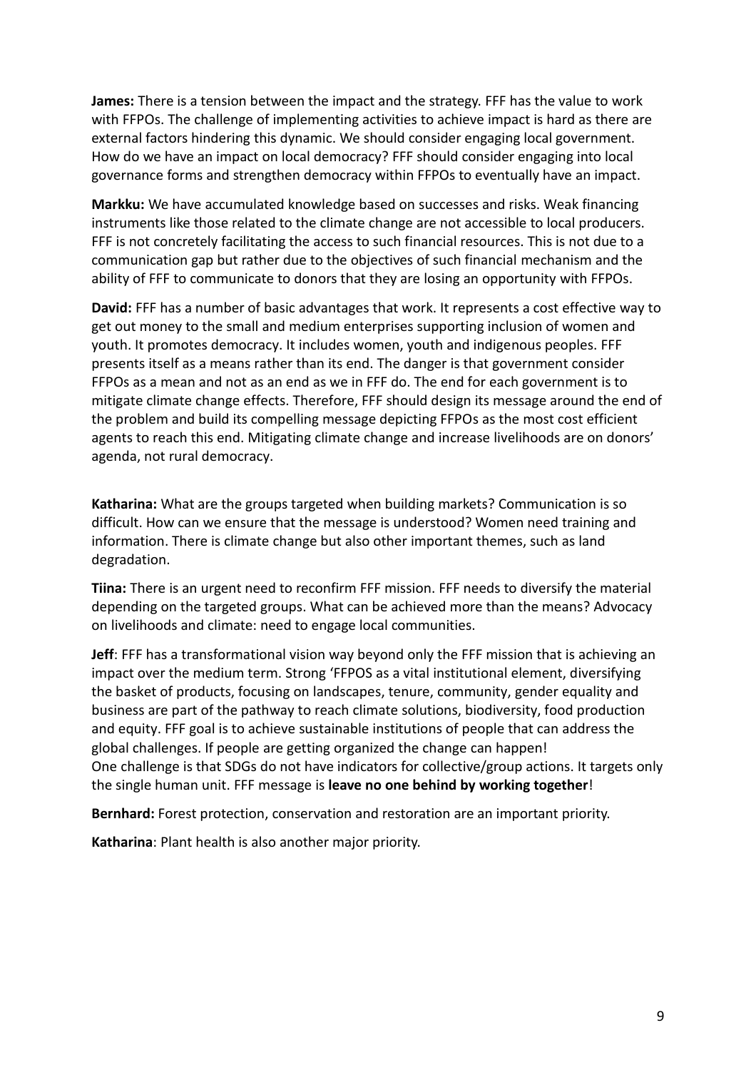**James:** There is a tension between the impact and the strategy. FFF has the value to work with FFPOs. The challenge of implementing activities to achieve impact is hard as there are external factors hindering this dynamic. We should consider engaging local government. How do we have an impact on local democracy? FFF should consider engaging into local governance forms and strengthen democracy within FFPOs to eventually have an impact.

**Markku:** We have accumulated knowledge based on successes and risks. Weak financing instruments like those related to the climate change are not accessible to local producers. FFF is not concretely facilitating the access to such financial resources. This is not due to a communication gap but rather due to the objectives of such financial mechanism and the ability of FFF to communicate to donors that they are losing an opportunity with FFPOs.

**David:** FFF has a number of basic advantages that work. It represents a cost effective way to get out money to the small and medium enterprises supporting inclusion of women and youth. It promotes democracy. It includes women, youth and indigenous peoples. FFF presents itself as a means rather than its end. The danger is that government consider FFPOs as a mean and not as an end as we in FFF do. The end for each government is to mitigate climate change effects. Therefore, FFF should design its message around the end of the problem and build its compelling message depicting FFPOs as the most cost efficient agents to reach this end. Mitigating climate change and increase livelihoods are on donors' agenda, not rural democracy.

**Katharina:** What are the groups targeted when building markets? Communication is so difficult. How can we ensure that the message is understood? Women need training and information. There is climate change but also other important themes, such as land degradation.

**Tiina:** There is an urgent need to reconfirm FFF mission. FFF needs to diversify the material depending on the targeted groups. What can be achieved more than the means? Advocacy on livelihoods and climate: need to engage local communities.

**Jeff**: FFF has a transformational vision way beyond only the FFF mission that is achieving an impact over the medium term. Strong 'FFPOS as a vital institutional element, diversifying the basket of products, focusing on landscapes, tenure, community, gender equality and business are part of the pathway to reach climate solutions, biodiversity, food production and equity. FFF goal is to achieve sustainable institutions of people that can address the global challenges. If people are getting organized the change can happen!
One challenge is that SDGs do not have indicators for collective/group actions. It targets only the single human unit. FFF message is **leave no one behind by working together**!

**Bernhard:** Forest protection, conservation and restoration are an important priority.

**Katharina**: Plant health is also another major priority.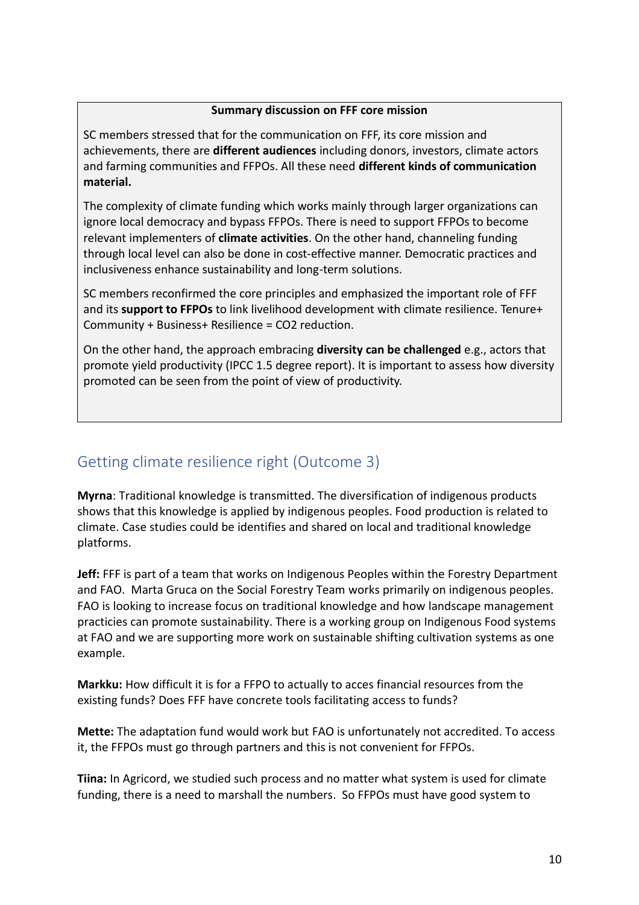**Summary discussion on FFF core mission**

SC members stressed that for the communication on FFF, its core mission and achievements, there are **different audiences** including donors, investors, climate actors and farming communities and FFPOs. All these need **different kinds of communication material.**

The complexity of climate funding which works mainly through larger organizations can ignore local democracy and bypass FFPOs. There is need to support FFPOs to become relevant implementers of **climate activities**. On the other hand, channeling funding through local level can also be done in cost-effective manner. Democratic practices and inclusiveness enhance sustainability and long-term solutions.

SC members reconfirmed the core principles and emphasized the important role of FFF and its **support to FFPOs** to link livelihood development with climate resilience. Tenure+ Community + Business+ Resilience = $CO_2$ reduction.

On the other hand, the approach embracing **diversity can be challenged** e.g., actors that promote yield productivity (IPCC 1.5 degree report). It is important to assess how diversity promoted can be seen from the point of view of productivity.

## Getting climate resilience right (Outcome 3)

**Myrna**: Traditional knowledge is transmitted. The diversification of indigenous products shows that this knowledge is applied by indigenous peoples. Food production is related to climate. Case studies could be identifies and shared on local and traditional knowledge platforms.

**Jeff:** FFF is part of a team that works on Indigenous Peoples within the Forestry Department and FAO. Marta Gruca on the Social Forestry Team works primarily on indigenous peoples. FAO is looking to increase focus on traditional knowledge and how landscape management practicies can promote sustainability. There is a working group on Indigenous Food systems at FAO and we are supporting more work on sustainable shifting cultivation systems as one example.

**Markku:** How difficult it is for a FFPO to actually to acces financial resources from the existing funds? Does FFF have concrete tools facilitating access to funds?

**Mette:** The adaptation fund would work but FAO is unfortunately not accredited. To access it, the FFPOs must go through partners and this is not convenient for FFPOs.

**Tiina:** In Agricord, we studied such process and no matter what system is used for climate funding, there is a need to marshall the numbers. So FFPOs must have good system to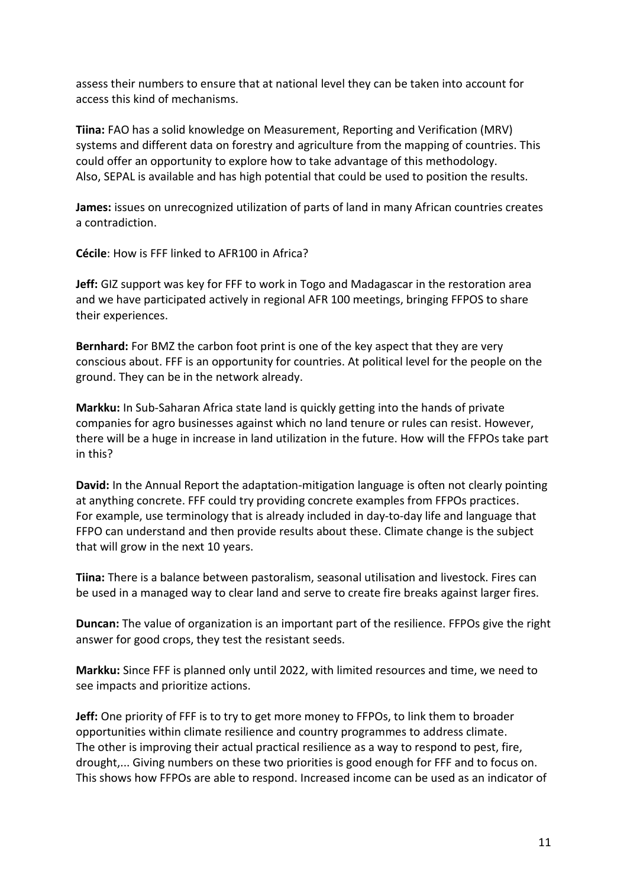assess their numbers to ensure that at national level they can be taken into account for access this kind of mechanisms.

**Tiina:** FAO has a solid knowledge on Measurement, Reporting and Verification (MRV) systems and different data on forestry and agriculture from the mapping of countries. This could offer an opportunity to explore how to take advantage of this methodology. Also, SEPAL is available and has high potential that could be used to position the results.

**James:** issues on unrecognized utilization of parts of land in many African countries creates a contradiction.

**Cécile**: How is FFF linked to AFR100 in Africa?

**Jeff:** GIZ support was key for FFF to work in Togo and Madagascar in the restoration area and we have participated actively in regional AFR 100 meetings, bringing FFPOS to share their experiences.

**Bernhard:** For BMZ the carbon foot print is one of the key aspect that they are very conscious about. FFF is an opportunity for countries. At political level for the people on the ground. They can be in the network already.

**Markku:** In Sub-Saharan Africa state land is quickly getting into the hands of private companies for agro businesses against which no land tenure or rules can resist. However, there will be a huge in increase in land utilization in the future. How will the FFPOs take part in this?

**David:** In the Annual Report the adaptation-mitigation language is often not clearly pointing at anything concrete. FFF could try providing concrete examples from FFPOs practices. For example, use terminology that is already included in day-to-day life and language that FFPO can understand and then provide results about these. Climate change is the subject that will grow in the next 10 years.

**Tiina:** There is a balance between pastoralism, seasonal utilisation and livestock. Fires can be used in a managed way to clear land and serve to create fire breaks against larger fires.

**Duncan:** The value of organization is an important part of the resilience. FFPOs give the right answer for good crops, they test the resistant seeds.

**Markku:** Since FFF is planned only until 2022, with limited resources and time, we need to see impacts and prioritize actions.

**Jeff:** One priority of FFF is to try to get more money to FFPOs, to link them to broader opportunities within climate resilience and country programmes to address climate. The other is improving their actual practical resilience as a way to respond to pest, fire, drought,... Giving numbers on these two priorities is good enough for FFF and to focus on. This shows how FFPOs are able to respond. Increased income can be used as an indicator of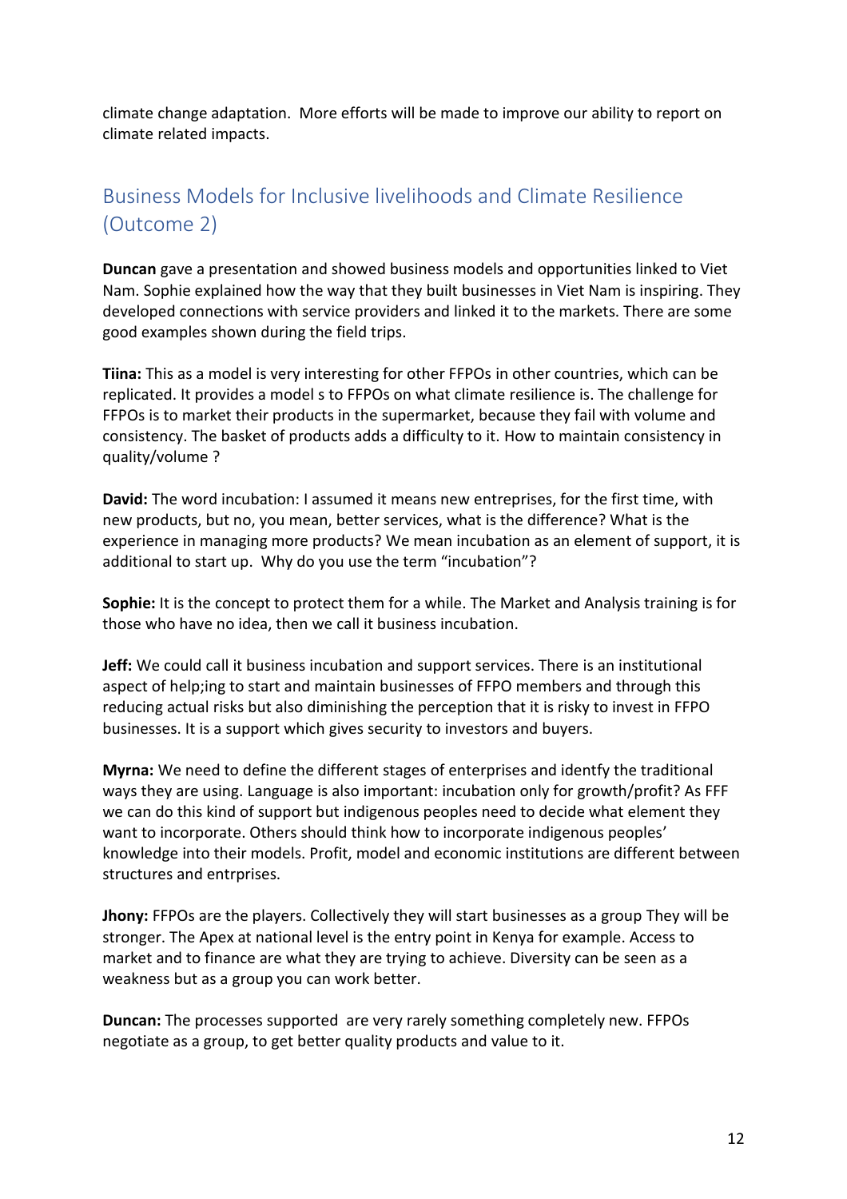climate change adaptation. More efforts will be made to improve our ability to report on climate related impacts.

## Business Models for Inclusive livelihoods and Climate Resilience (Outcome 2)

**Duncan** gave a presentation and showed business models and opportunities linked to Viet Nam. Sophie explained how the way that they built businesses in Viet Nam is inspiring. They developed connections with service providers and linked it to the markets. There are some good examples shown during the field trips.

**Tiina:** This as a model is very interesting for other FFPOs in other countries, which can be replicated. It provides a model s to FFPOs on what climate resilience is. The challenge for FFPOs is to market their products in the supermarket, because they fail with volume and consistency. The basket of products adds a difficulty to it. How to maintain consistency in quality/volume ?

**David:** The word incubation: I assumed it means new entreprises, for the first time, with new products, but no, you mean, better services, what is the difference? What is the experience in managing more products? We mean incubation as an element of support, it is additional to start up. Why do you use the term "incubation"?

**Sophie:** It is the concept to protect them for a while. The Market and Analysis training is for those who have no idea, then we call it business incubation.

**Jeff:** We could call it business incubation and support services. There is an institutional aspect of help;ing to start and maintain businesses of FFPO members and through this reducing actual risks but also diminishing the perception that it is risky to invest in FFPO businesses. It is a support which gives security to investors and buyers.

**Myrna:** We need to define the different stages of enterprises and identfy the traditional ways they are using. Language is also important: incubation only for growth/profit? As FFF we can do this kind of support but indigenous peoples need to decide what element they want to incorporate. Others should think how to incorporate indigenous peoples' knowledge into their models. Profit, model and economic institutions are different between structures and entrprises.

**Jhony:** FFPOs are the players. Collectively they will start businesses as a group They will be stronger. The Apex at national level is the entry point in Kenya for example. Access to market and to finance are what they are trying to achieve. Diversity can be seen as a weakness but as a group you can work better.

**Duncan:** The processes supported are very rarely something completely new. FFPOs negotiate as a group, to get better quality products and value to it.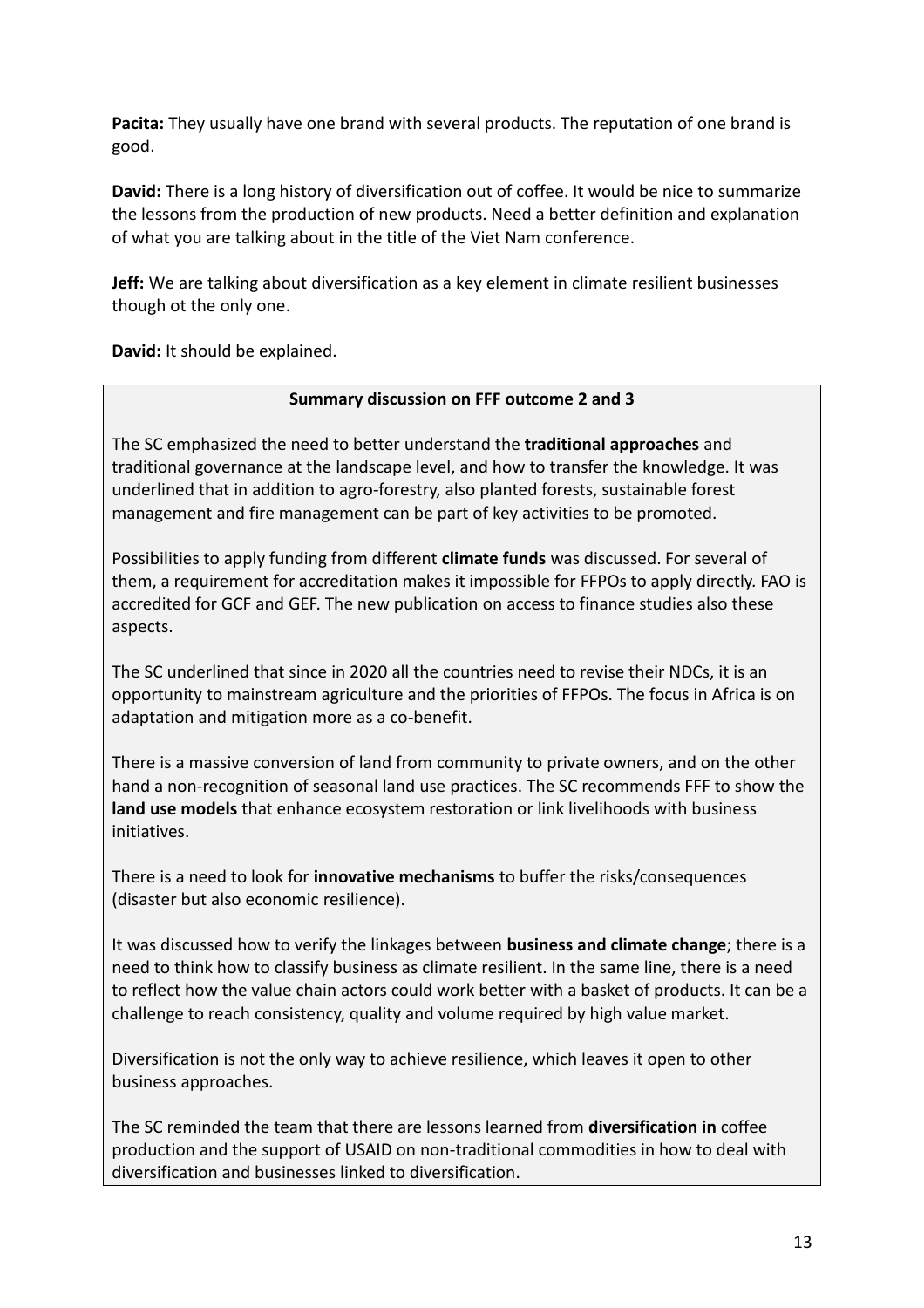**Pacita:** They usually have one brand with several products. The reputation of one brand is good.

**David:** There is a long history of diversification out of coffee. It would be nice to summarize the lessons from the production of new products. Need a better definition and explanation of what you are talking about in the title of the Viet Nam conference.

**Jeff:** We are talking about diversification as a key element in climate resilient businesses though ot the only one.

**David:** It should be explained.

**Summary discussion on FFF outcome 2 and 3**

The SC emphasized the need to better understand the **traditional approaches** and traditional governance at the landscape level, and how to transfer the knowledge. It was underlined that in addition to agro-forestry, also planted forests, sustainable forest management and fire management can be part of key activities to be promoted.

Possibilities to apply funding from different **climate funds** was discussed. For several of them, a requirement for accreditation makes it impossible for FFPOs to apply directly. FAO is accredited for GCF and GEF. The new publication on access to finance studies also these aspects.

The SC underlined that since in 2020 all the countries need to revise their NDCs, it is an opportunity to mainstream agriculture and the priorities of FFPOs. The focus in Africa is on adaptation and mitigation more as a co-benefit.

There is a massive conversion of land from community to private owners, and on the other hand a non-recognition of seasonal land use practices. The SC recommends FFF to show the **land use models** that enhance ecosystem restoration or link livelihoods with business initiatives.

There is a need to look for **innovative mechanisms** to buffer the risks/consequences (disaster but also economic resilience).

It was discussed how to verify the linkages between **business and climate change**; there is a need to think how to classify business as climate resilient. In the same line, there is a need to reflect how the value chain actors could work better with a basket of products. It can be a challenge to reach consistency, quality and volume required by high value market.

Diversification is not the only way to achieve resilience, which leaves it open to other business approaches.

The SC reminded the team that there are lessons learned from **diversification in** coffee production and the support of USAID on non-traditional commodities in how to deal with diversification and businesses linked to diversification.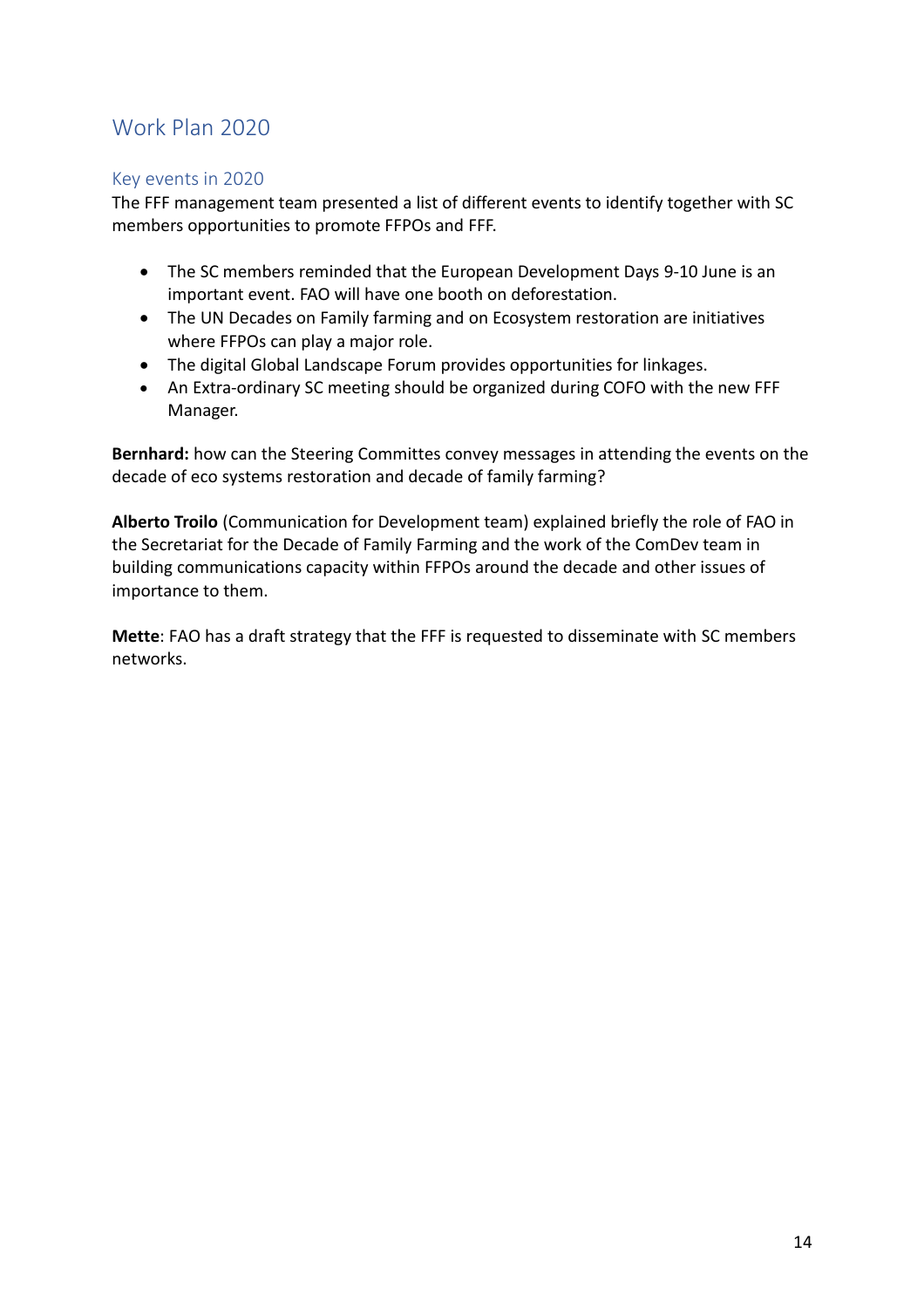## Work Plan 2020

### Key events in 2020

The FFF management team presented a list of different events to identify together with SC members opportunities to promote FFPOs and FFF.

- The SC members reminded that the European Development Days 9-10 June is an important event. FAO will have one booth on deforestation.
- The UN Decades on Family farming and on Ecosystem restoration are initiatives where FFPOs can play a major role.
- The digital Global Landscape Forum provides opportunities for linkages.
- An Extra-ordinary SC meeting should be organized during COFO with the new FFF Manager.

**Bernhard:** how can the Steering Committes convey messages in attending the events on the decade of eco systems restoration and decade of family farming?

**Alberto Troilo** (Communication for Development team) explained briefly the role of FAO in the Secretariat for the Decade of Family Farming and the work of the ComDev team in building communications capacity within FFPOs around the decade and other issues of importance to them.

**Mette**: FAO has a draft strategy that the FFF is requested to disseminate with SC members networks.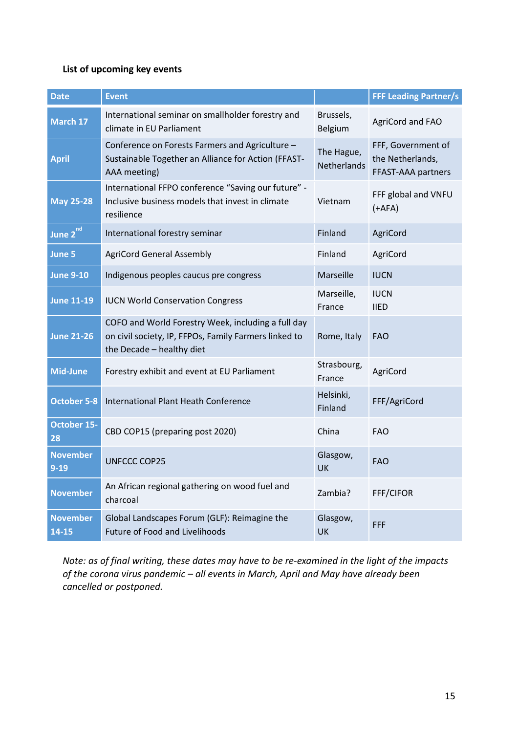**List of upcoming key events**

| Date | Event | | FFF Leading Partner/s |
|---|---|---|---|
| **March 17** | International seminar on smallholder forestry and climate in EU Parliament | Brussels, Belgium | AgriCord and FAO |
| **April** | Conference on Forests Farmers and Agriculture – Sustainable Together an Alliance for Action (FFAST-AAA meeting) | The Hague, Netherlands | FFF, Government of the Netherlands, FFAST-AAA partners |
| **May 25-28** | International FFPO conference "Saving our future" - Inclusive business models that invest in climate resilience | Vietnam | FFF global and VNFU (+AFA) |
| **June 2nd** | International forestry seminar | Finland | AgriCord |
| **June 5** | AgriCord General Assembly | Finland | AgriCord |
| **June 9-10** | Indigenous peoples caucus pre congress | Marseille | IUCN |
| **June 11-19** | IUCN World Conservation Congress | Marseille, France | IUCN IIED |
| **June 21-26** | COFO and World Forestry Week, including a full day on civil society, IP, FFPOs, Family Farmers linked to the Decade – healthy diet | Rome, Italy | FAO |
| **Mid-June** | Forestry exhibit and event at EU Parliament | Strasbourg, France | AgriCord |
| **October 5-8** | International Plant Heath Conference | Helsinki, Finland | FFF/AgriCord |
| **October 15-28** | CBD COP15 (preparing post 2020) | China | FAO |
| **November 9-19** | UNFCCC COP25 | Glasgow, UK | FAO |
| **November** | An African regional gathering on wood fuel and charcoal | Zambia? | FFF/CIFOR |
| **November 14-15** | Global Landscapes Forum (GLF): Reimagine the Future of Food and Livelihoods | Glasgow, UK | FFF |

*Note: as of final writing, these dates may have to be re-examined in the light of the impacts of the corona virus pandemic – all events in March, April and May have already been cancelled or postponed.*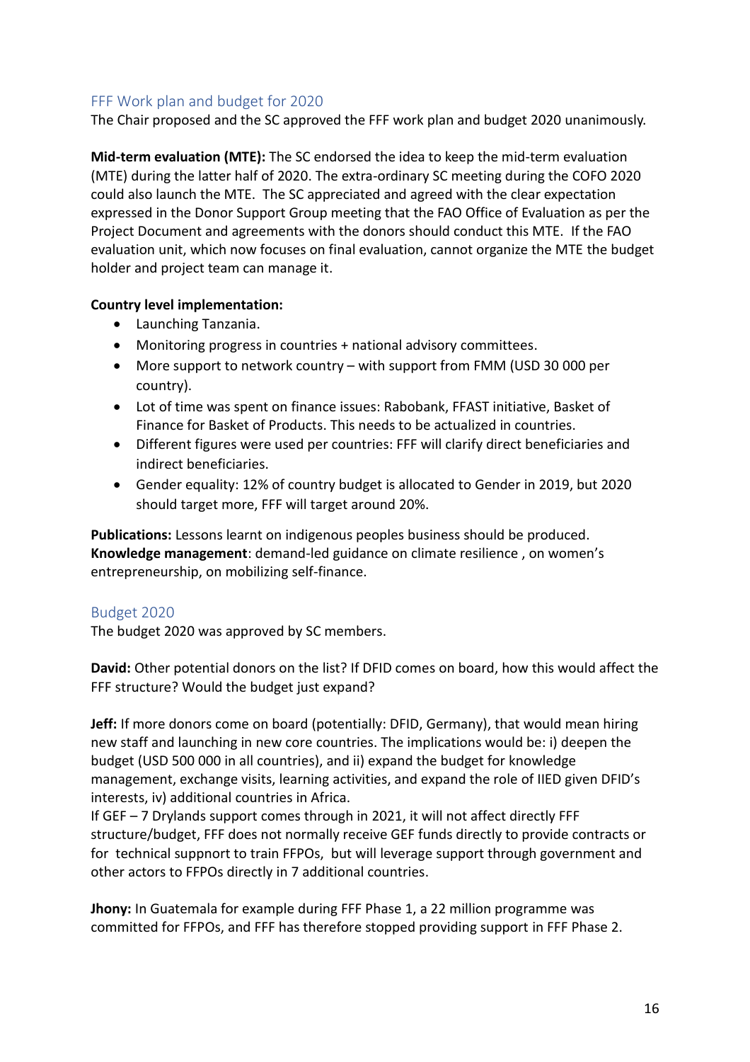## FFF Work plan and budget for 2020

The Chair proposed and the SC approved the FFF work plan and budget 2020 unanimously.

**Mid-term evaluation (MTE):** The SC endorsed the idea to keep the mid-term evaluation (MTE) during the latter half of 2020. The extra-ordinary SC meeting during the COFO 2020 could also launch the MTE. The SC appreciated and agreed with the clear expectation expressed in the Donor Support Group meeting that the FAO Office of Evaluation as per the Project Document and agreements with the donors should conduct this MTE. If the FAO evaluation unit, which now focuses on final evaluation, cannot organize the MTE the budget holder and project team can manage it.

**Country level implementation:**

- Launching Tanzania.
- Monitoring progress in countries + national advisory committees.
- More support to network country – with support from FMM (USD 30 000 per country).
- Lot of time was spent on finance issues: Rabobank, FFAST initiative, Basket of Finance for Basket of Products. This needs to be actualized in countries.
- Different figures were used per countries: FFF will clarify direct beneficiaries and indirect beneficiaries.
- Gender equality: 12% of country budget is allocated to Gender in 2019, but 2020 should target more, FFF will target around 20%.

**Publications:** Lessons learnt on indigenous peoples business should be produced.
**Knowledge management**: demand-led guidance on climate resilience , on women's entrepreneurship, on mobilizing self-finance.

## Budget 2020

The budget 2020 was approved by SC members.

**David:** Other potential donors on the list? If DFID comes on board, how this would affect the FFF structure? Would the budget just expand?

**Jeff:** If more donors come on board (potentially: DFID, Germany), that would mean hiring new staff and launching in new core countries. The implications would be: i) deepen the budget (USD 500 000 in all countries), and ii) expand the budget for knowledge management, exchange visits, learning activities, and expand the role of IIED given DFID's interests, iv) additional countries in Africa.
If GEF – 7 Drylands support comes through in 2021, it will not affect directly FFF structure/budget, FFF does not normally receive GEF funds directly to provide contracts or for technical suppnort to train FFPOs, but will leverage support through government and other actors to FFPOs directly in 7 additional countries.

**Jhony:** In Guatemala for example during FFF Phase 1, a 22 million programme was committed for FFPOs, and FFF has therefore stopped providing support in FFF Phase 2.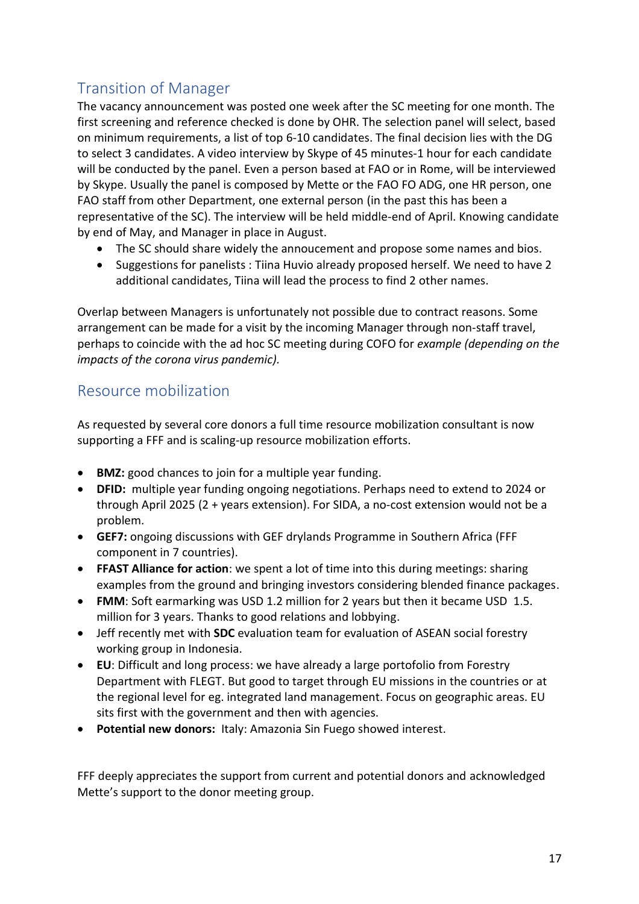## Transition of Manager

The vacancy announcement was posted one week after the SC meeting for one month. The first screening and reference checked is done by OHR. The selection panel will select, based on minimum requirements, a list of top 6-10 candidates. The final decision lies with the DG to select 3 candidates. A video interview by Skype of 45 minutes-1 hour for each candidate will be conducted by the panel. Even a person based at FAO or in Rome, will be interviewed by Skype. Usually the panel is composed by Mette or the FAO FO ADG, one HR person, one FAO staff from other Department, one external person (in the past this has been a representative of the SC). The interview will be held middle-end of April. Knowing candidate by end of May, and Manager in place in August.

- The SC should share widely the annoucement and propose some names and bios.
- Suggestions for panelists : Tiina Huvio already proposed herself. We need to have 2 additional candidates, Tiina will lead the process to find 2 other names.

Overlap between Managers is unfortunately not possible due to contract reasons. Some arrangement can be made for a visit by the incoming Manager through non-staff travel, perhaps to coincide with the ad hoc SC meeting during COFO for *example (depending on the impacts of the corona virus pandemic).*

## Resource mobilization

As requested by several core donors a full time resource mobilization consultant is now supporting a FFF and is scaling-up resource mobilization efforts.

- **BMZ:** good chances to join for a multiple year funding.
- **DFID:** multiple year funding ongoing negotiations. Perhaps need to extend to 2024 or through April 2025 (2 + years extension). For SIDA, a no-cost extension would not be a problem.
- **GEF7:** ongoing discussions with GEF drylands Programme in Southern Africa (FFF component in 7 countries).
- **FFAST Alliance for action**: we spent a lot of time into this during meetings: sharing examples from the ground and bringing investors considering blended finance packages.
- **FMM**: Soft earmarking was USD 1.2 million for 2 years but then it became USD 1.5. million for 3 years. Thanks to good relations and lobbying.
- Jeff recently met with **SDC** evaluation team for evaluation of ASEAN social forestry working group in Indonesia.
- **EU**: Difficult and long process: we have already a large portofolio from Forestry Department with FLEGT. But good to target through EU missions in the countries or at the regional level for eg. integrated land management. Focus on geographic areas. EU sits first with the government and then with agencies.
- **Potential new donors:** Italy: Amazonia Sin Fuego showed interest.

FFF deeply appreciates the support from current and potential donors and acknowledged Mette's support to the donor meeting group.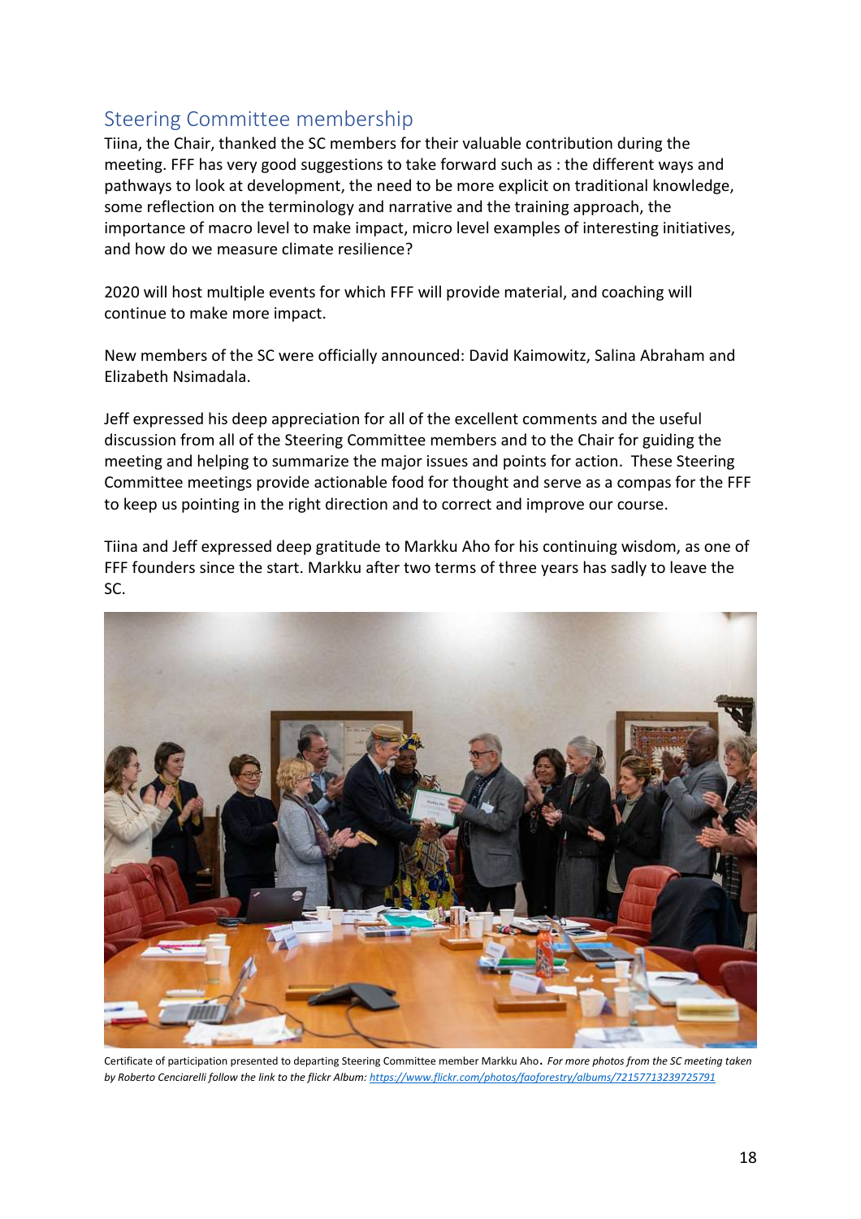## Steering Committee membership

Tiina, the Chair, thanked the SC members for their valuable contribution during the meeting. FFF has very good suggestions to take forward such as : the different ways and pathways to look at development, the need to be more explicit on traditional knowledge, some reflection on the terminology and narrative and the training approach, the importance of macro level to make impact, micro level examples of interesting initiatives, and how do we measure climate resilience?

2020 will host multiple events for which FFF will provide material, and coaching will continue to make more impact.

New members of the SC were officially announced: David Kaimowitz, Salina Abraham and Elizabeth Nsimadala.

Jeff expressed his deep appreciation for all of the excellent comments and the useful discussion from all of the Steering Committee members and to the Chair for guiding the meeting and helping to summarize the major issues and points for action. These Steering Committee meetings provide actionable food for thought and serve as a compas for the FFF to keep us pointing in the right direction and to correct and improve our course.

Tiina and Jeff expressed deep gratitude to Markku Aho for his continuing wisdom, as one of FFF founders since the start. Markku after two terms of three years has sadly to leave the SC.

Certificate of participation presented to departing Steering Committee member Markku Aho. *For more photos from the SC meeting taken by Roberto Cenciarelli follow the link to the flickr Album: https://www.flickr.com/photos/faoforestry/albums/72157713239725791*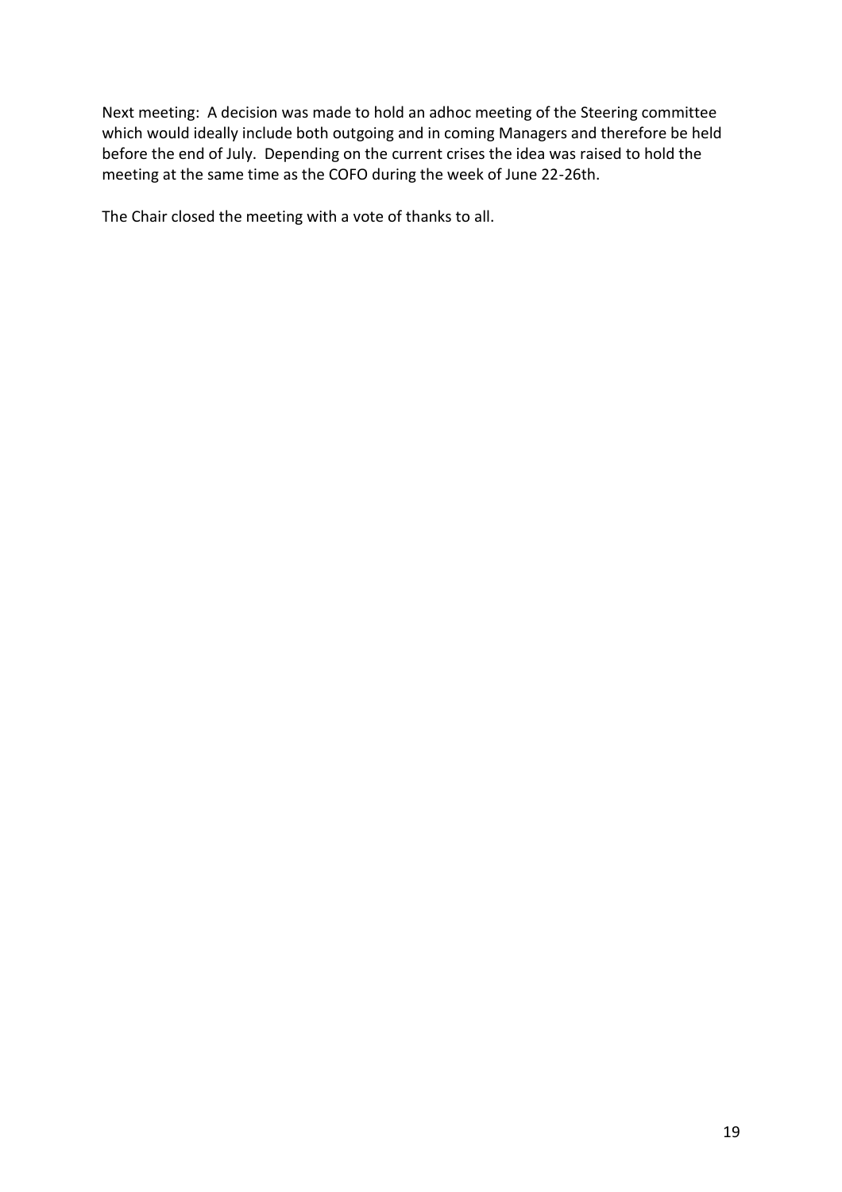Next meeting: A decision was made to hold an adhoc meeting of the Steering committee which would ideally include both outgoing and in coming Managers and therefore be held before the end of July. Depending on the current crises the idea was raised to hold the meeting at the same time as the COFO during the week of June 22-26th.

The Chair closed the meeting with a vote of thanks to all.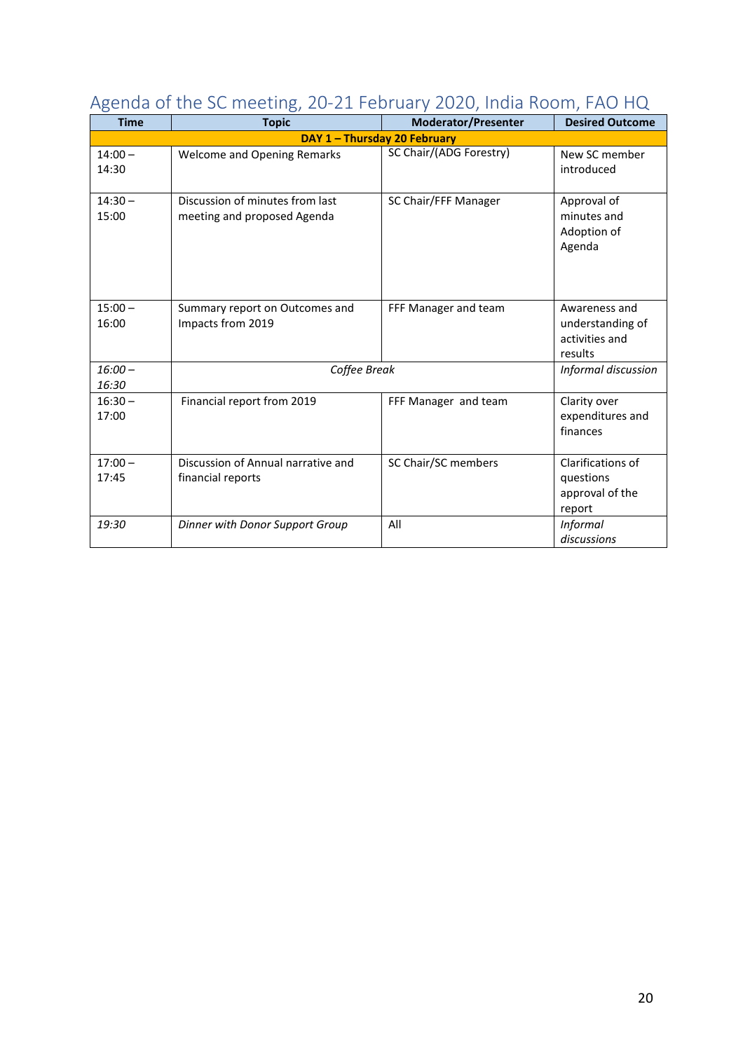## Agenda of the SC meeting, 20-21 February 2020, India Room, FAO HQ

| Time | Topic | Moderator/Presenter | Desired Outcome |
|---|---|---|---|
| **DAY 1 – Thursday 20 February** | | | |
| 14:00 – 14:30 | Welcome and Opening Remarks | SC Chair/(ADG Forestry) | New SC member introduced |
| 14:30 – 15:00 | Discussion of minutes from last meeting and proposed Agenda | SC Chair/FFF Manager | Approval of minutes and Adoption of Agenda |
| 15:00 – 16:00 | Summary report on Outcomes and Impacts from 2019 | FFF Manager and team | Awareness and understanding of activities and results |
| *16:00 – 16:30* | *Coffee Break* | | *Informal discussion* |
| 16:30 – 17:00 | Financial report from 2019 | FFF Manager and team | Clarity over expenditures and finances |
| 17:00 – 17:45 | Discussion of Annual narrative and financial reports | SC Chair/SC members | Clarifications of questions approval of the report |
| *19:30* | *Dinner with Donor Support Group* | All | *Informal discussions* |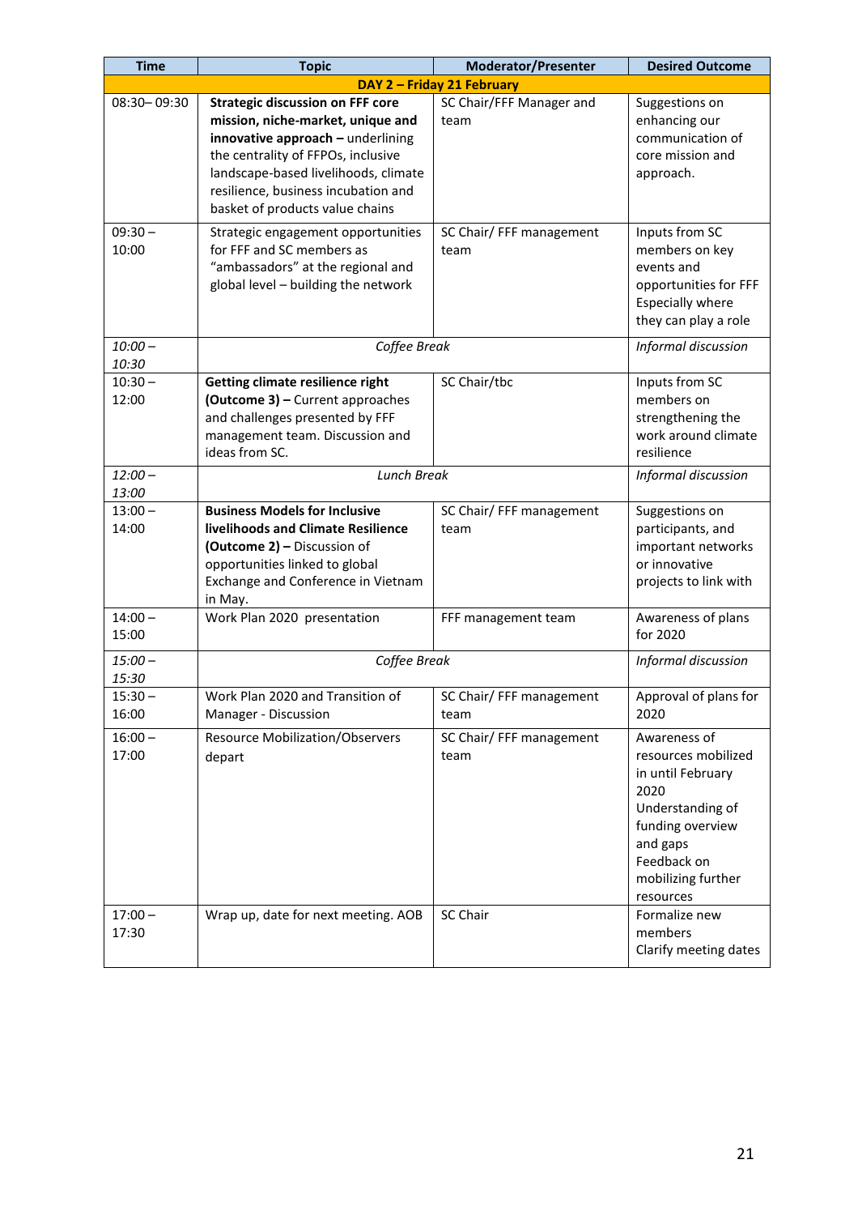| Time | Topic | Moderator/Presenter | Desired Outcome |
|---|---|---|---|
| **DAY 2 – Friday 21 February** | | | |
| 08:30– 09:30 | **Strategic discussion on FFF core mission, niche-market, unique and innovative approach –** underlining the centrality of FFPOs, inclusive landscape-based livelihoods, climate resilience, business incubation and basket of products value chains | SC Chair/FFF Manager and team | Suggestions on enhancing our communication of core mission and approach. |
| 09:30 – 10:00 | Strategic engagement opportunities for FFF and SC members as "ambassadors" at the regional and global level – building the network | SC Chair/ FFF management team | Inputs from SC members on key events and opportunities for FFF Especially where they can play a role |
| *10:00 – 10:30* | *Coffee Break* | | *Informal discussion* |
| 10:30 – 12:00 | **Getting climate resilience right (Outcome 3) –** Current approaches and challenges presented by FFF management team. Discussion and ideas from SC. | SC Chair/tbc | Inputs from SC members on strengthening the work around climate resilience |
| *12:00 – 13:00* | *Lunch Break* | | *Informal discussion* |
| 13:00 – 14:00 | **Business Models for Inclusive livelihoods and Climate Resilience (Outcome 2) –** Discussion of opportunities linked to global Exchange and Conference in Vietnam in May. | SC Chair/ FFF management team | Suggestions on participants, and important networks or innovative projects to link with |
| 14:00 – 15:00 | Work Plan 2020 presentation | FFF management team | Awareness of plans for 2020 |
| *15:00 – 15:30* | *Coffee Break* | | *Informal discussion* |
| 15:30 – 16:00 | Work Plan 2020 and Transition of Manager - Discussion | SC Chair/ FFF management team | Approval of plans for 2020 |
| 16:00 – 17:00 | Resource Mobilization/Observers depart | SC Chair/ FFF management team | Awareness of resources mobilized in until February 2020<br>Understanding of funding overview and gaps<br>Feedback on mobilizing further resources |
| 17:00 – 17:30 | Wrap up, date for next meeting. AOB | SC Chair | Formalize new members<br>Clarify meeting dates |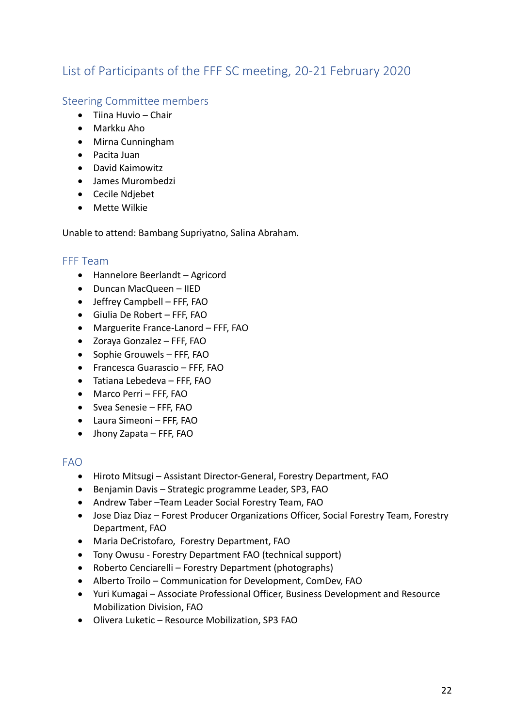# List of Participants of the FFF SC meeting, 20-21 February 2020

## Steering Committee members

- Tiina Huvio – Chair
- Markku Aho
- Mirna Cunningham
- Pacita Juan
- David Kaimowitz
- James Murombedzi
- Cecile Ndjebet
- Mette Wilkie

Unable to attend: Bambang Supriyatno, Salina Abraham.

## FFF Team

- Hannelore Beerlandt – Agricord
- Duncan MacQueen – IIED
- Jeffrey Campbell – FFF, FAO
- Giulia De Robert – FFF, FAO
- Marguerite France-Lanord – FFF, FAO
- Zoraya Gonzalez – FFF, FAO
- Sophie Grouwels – FFF, FAO
- Francesca Guarascio – FFF, FAO
- Tatiana Lebedeva – FFF, FAO
- Marco Perri – FFF, FAO
- Svea Senesie – FFF, FAO
- Laura Simeoni – FFF, FAO
- Jhony Zapata – FFF, FAO

## FAO

- Hiroto Mitsugi – Assistant Director-General, Forestry Department, FAO
- Benjamin Davis – Strategic programme Leader, SP3, FAO
- Andrew Taber –Team Leader Social Forestry Team, FAO
- Jose Diaz Diaz – Forest Producer Organizations Officer, Social Forestry Team, Forestry Department, FAO
- Maria DeCristofaro, Forestry Department, FAO
- Tony Owusu - Forestry Department FAO (technical support)
- Roberto Cenciarelli – Forestry Department (photographs)
- Alberto Troilo – Communication for Development, ComDev, FAO
- Yuri Kumagai – Associate Professional Officer, Business Development and Resource Mobilization Division, FAO
- Olivera Luketic – Resource Mobilization, SP3 FAO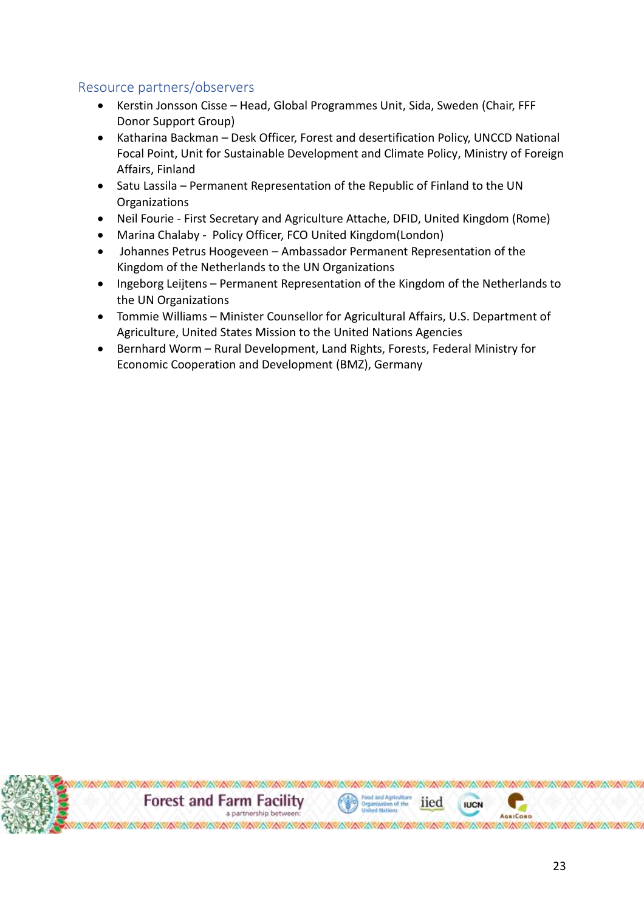## Resource partners/observers

- Kerstin Jonsson Cisse – Head, Global Programmes Unit, Sida, Sweden (Chair, FFF Donor Support Group)
- Katharina Backman – Desk Officer, Forest and desertification Policy, UNCCD National Focal Point, Unit for Sustainable Development and Climate Policy, Ministry of Foreign Affairs, Finland
- Satu Lassila – Permanent Representation of the Republic of Finland to the UN Organizations
- Neil Fourie - First Secretary and Agriculture Attache, DFID, United Kingdom (Rome)
- Marina Chalaby - Policy Officer, FCO United Kingdom(London)
- Johannes Petrus Hoogeveen – Ambassador Permanent Representation of the Kingdom of the Netherlands to the UN Organizations
- Ingeborg Leijtens – Permanent Representation of the Kingdom of the Netherlands to the UN Organizations
- Tommie Williams – Minister Counsellor for Agricultural Affairs, U.S. Department of Agriculture, United States Mission to the United Nations Agencies
- Bernhard Worm – Rural Development, Land Rights, Forests, Federal Ministry for Economic Cooperation and Development (BMZ), Germany